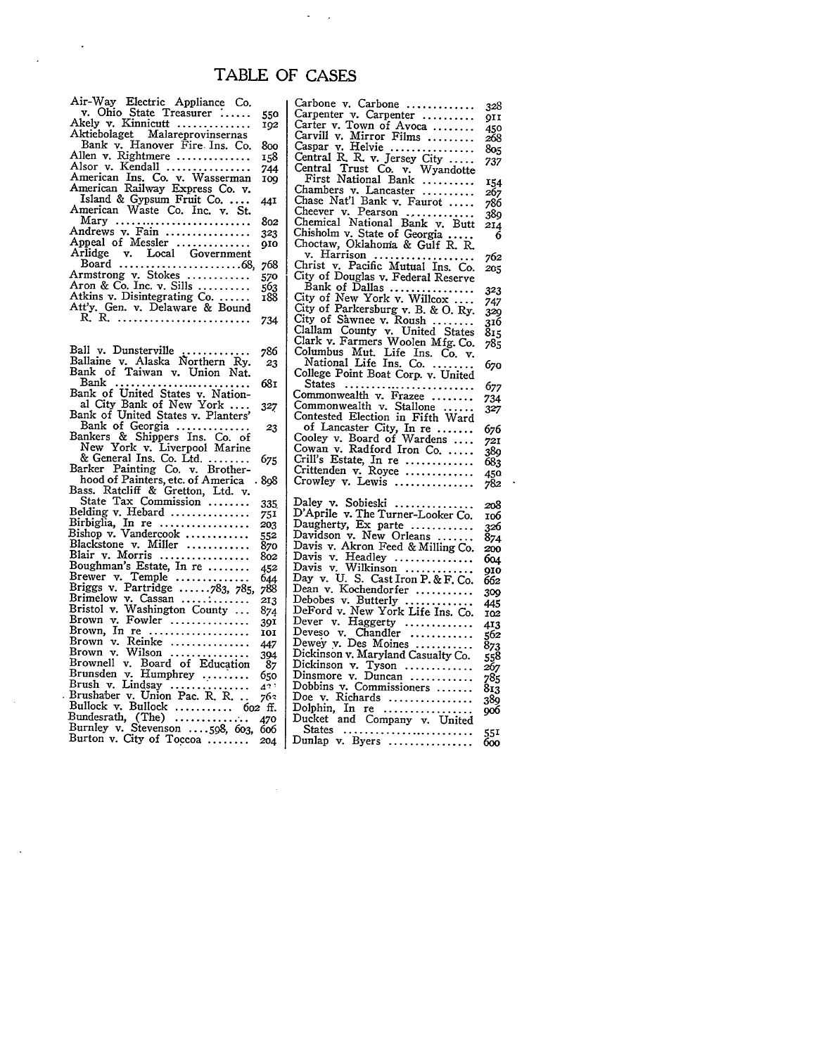# TABLE OF CASES

| Case | Page |
|---|---|
| Air-Way Electric Appliance Co. v. Ohio State Treasurer | 550 |
| Akely v. Kinnicutt | 192 |
| Aktiebolaget Malareprovinsernas Bank v. Hanover Fire Ins. Co. | 800 |
| Allen v. Rightmere | 158 |
| Alsor v. Kendall | 744 |
| American Ins. Co. v. Wasserman | 109 |
| American Railway Express Co. v. Island & Gypsum Fruit Co. | 441 |
| American Waste Co. Inc. v. St. Mary | 802 |
| Andrews v. Fain | 323 |
| Appeal of Messler | 910 |
| Arlidge v. Local Government Board | 68, 768 |
| Armstrong v. Stokes | 570 |
| Aron & Co. Inc. v. Sills | 563 |
| Atkins v. Disintegrating Co. | 188 |
| Att'y. Gen. v. Delaware & Bound R. R. | 734 |
| Ball v. Dunsterville | 786 |
| Ballaine v. Alaska Northern Ry. | 23 |
| Bank of Taiwan v. Union Nat. Bank | 681 |
| Bank of United States v. National City Bank of New York | 327 |
| Bank of United States v. Planters' Bank of Georgia | 23 |
| Bankers & Shippers Ins. Co. of New York v. Liverpool Marine & General Ins. Co. Ltd. | 675 |
| Barker Painting Co. v. Brotherhood of Painters, etc. of America | 898 |
| Bass. Ratcliff & Gretton, Ltd. v. State Tax Commission | 335 |
| Belding v. Hebard | 751 |
| Birbiglia, In re | 203 |
| Bishop v. Vandercook | 552 |
| Blackstone v. Miller | 870 |
| Blair v. Morris | 802 |
| Boughman's Estate, In re | 452 |
| Brewer v. Temple | 644 |
| Briggs v. Partridge | 783, 785, 788 |
| Brimelow v. Cassan | 213 |
| Bristol v. Washington County | 874 |
| Brown v. Fowler | 391 |
| Brown, In re | 101 |
| Brown v. Reinke | 447 |
| Brown v. Wilson | 394 |
| Brownell v. Board of Education | 87 |
| Brunsden v. Humphrey | 650 |
| Brush v. Lindsay | 43? |
| Brushaber v. Union Pac. R. R. | 76? |
| Bullock v. Bullock | 602 ff. |
| Bundesrath, (The) | 470 |
| Burnley v. Stevenson | 598, 603, 606 |
| Burton v. City of Toccoa | 204 |
| Carbone v. Carbone | 328 |
| Carpenter v. Carpenter | 911 |
| Carter v. Town of Avoca | 450 |
| Carvill v. Mirror Films | 268 |
| Caspar v. Helvie | 805 |
| Central R. R. v. Jersey City | 737 |
| Central Trust Co. v. Wyandotte First National Bank | 154 |
| Chambers v. Lancaster | 267 |
| Chase Nat'l Bank v. Faurot | 786 |
| Cheever v. Pearson | 389 |
| Chemical National Bank v. Butt | 214 |
| Chisholm v. State of Georgia | 6 |
| Choctaw, Oklahoma & Gulf R. R. v. Harrison | 762 |
| Christ v. Pacific Mutual Ins. Co. | 205 |
| City of Douglas v. Federal Reserve Bank of Dallas | 323 |
| City of New York v. Willcox | 747 |
| City of Parkersburg v. B. & O. Ry. | 329 |
| City of Sawnee v. Roush | 316 |
| Clallam County v. United States | 815 |
| Clark v. Farmers Woolen Mfg. Co. | 785 |
| Columbus Mut. Life Ins. Co. v. National Life Ins. Co. | 670 |
| College Point Boat Corp. v. United States | 677 |
| Commonwealth v. Frazee | 734 |
| Commonwealth v. Stallone | 327 |
| Contested Election in Fifth Ward of Lancaster City, In re | 676 |
| Cooley v. Board of Wardens | 721 |
| Cowan v. Radford Iron Co. | 389 |
| Crill's Estate, In re | 683 |
| Crittenden v. Royce | 450 |
| Crowley v. Lewis | 782 |
| Daley v. Sobieski | 208 |
| D'Aprile v. The Turner-Looker Co. | 106 |
| Daugherty, Ex parte | 326 |
| Davidson v. New Orleans | 874 |
| Davis v. Akron Feed & Milling Co. | 200 |
| Davis v. Headley | 604 |
| Davis v. Wilkinson | 910 |
| Day v. U. S. Cast Iron P. & F. Co. | 662 |
| Dean v. Kochendorfer | 309 |
| Debobes v. Butterly | 445 |
| DeFord v. New York Life Ins. Co. | 102 |
| Dever v. Haggerty | 413 |
| Deveso v. Chandler | 562 |
| Dewey v. Des Moines | 873 |
| Dickinson v. Maryland Casualty Co. | 558 |
| Dickinson v. Tyson | 267 |
| Dinsmore v. Duncan | 785 |
| Dobbins v. Commissioners | 813 |
| Doe v. Richards | 389 |
| Dolphin, In re | 906 |
| Ducket and Company v. United States | 551 |
| Dunlap v. Byers | 600 |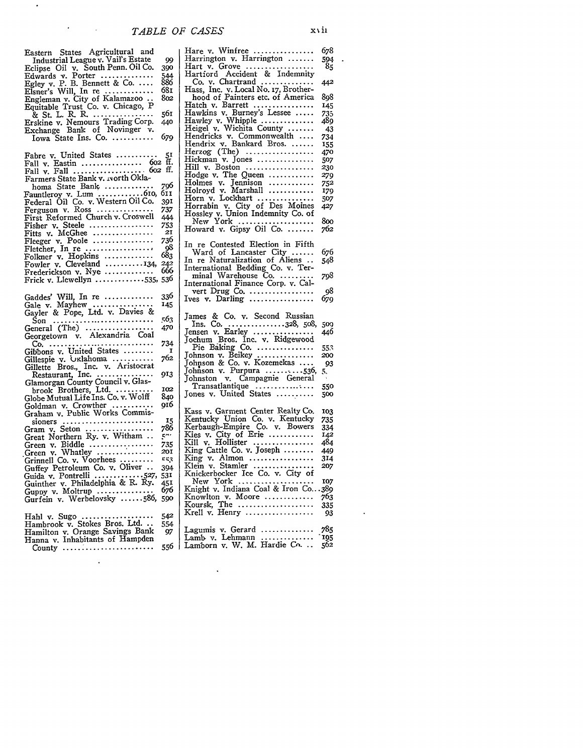# TABLE OF CASES

Eastern States Agricultural and Industrial League v. Vail's Estate ... 99
Eclipse Oil v. South Penn. Oil Co. 390
Edwards v. Porter ... 544
Egley v. P. B. Bennett & Co. ... 886
Elsner's Will, In re ... 681
Engleman v. City of Kalamazoo .. 802
Equitable Trust Co. v. Chicago, P & St. L. R. R. ... 561
Erskine v. Nemours Trading Corp. 440
Exchange Bank of Novinger v. Iowa State Ins. Co. ... 679

Fabre v. United States ... 51
Fall v. Eastin ... 602 ff.
Fall v. Fall ... 602 ff.
Farmers State Bank v. North Oklahoma State Bank ... 796
Fauntleroy v. Lum ... 610, 611
Federal Oil Co. v. Western Oil Co. 391
Ferguson v. Ross ... 737
First Reformed Church v. Croswell 444
Fisher v. Steele ... 753
Fitts v. McGhee ... 21
Fleeger v. Poole ... 736
Fletcher, In re ... 98
Folkner v. Hopkins ... 683
Fowler v. Cleveland ... 134, 242
Frederickson v. Nye ... 666
Frick v. Llewellyn ... 535, 536

Gaddes' Will, In re ... 336
Gale v. Mayhew ... 145
Gayler & Pope, Ltd. v. Davies & Son ... 563
General (The) ... 470
Georgetown v. Alexandria Coal Co. ... 734
Gibbons v. United States ... 1
Gillespie v. Oklahoma ... 762
Gillette Bros., Inc. v. Aristocrat Restaurant, Inc. ... 913
Glamorgan County Council v. Glasbrook Brothers, Ltd. ... 102
Globe Mutual Life Ins. Co. v. Wolff 840
Goldman v. Crowther ... 916
Graham v. Public Works Commissioners ... 15
Gram v. Seton ... 786
Great Northern Ry. v. Witham .. 5..
Green v. Biddle ... 735
Green v. Whatley ... 201
Grinnell Co. v. Voorhees ... 553
Guffey Petroleum Co. v. Oliver .. 394
Guida v. Pontrelli ... 527, 531
Guinther v. Philadelphia & R. Ry. 451
Guppy v. Moltrup ... 676
Gurfein v. Werbelovsky ... 586, 590

Hahl v. Sugo ... 542
Hambrook v. Stokes Bros. Ltd. .. 554
Hamilton v. Orange Savings Bank 97
Hanna v. Inhabitants of Hampden County ... 556

Hare v. Winfree ... 678
Harrington v. Harrington ... 594
Hart v. Grove ... 85
Hartford Accident & Indemnity Co. v. Chartrand ... 442
Hass, Inc. v. Local No. 17, Brotherhood of Painters etc. of America 898
Hatch v. Barrett ... 145
Hawkins v. Burney's Lessee ... 735
Hawley v. Whipple ... 489
Heigel v. Wichita County ... 43
Hendricks v. Commonwealth ... 734
Hendrix v. Bankard Bros. ... 155
Herzog (The) ... 470
Hickman v. Jones ... 507
Hill v. Boston ... 230
Hodge v. The Queen ... 279
Holmes v. Jennison ... 752
Holroyd v. Marshall ... 179
Horn v. Lockhart ... 507
Horrabin v. City of Des Moines 427
Hossley v. Union Indemnity Co. of New York ... 800
Howard v. Gipsy Oil Co. ... 762

In re Contested Election in Fifth Ward of Lancaster City ... 676
In re Naturalization of Aliens .. 548
International Bedding Co. v. Terminal Warehouse Co. ... 798
International Finance Corp. v. Calvert Drug Co. ... 98
Ives v. Darling ... 679

James & Co. v. Second Russian Ins. Co. ... 328, 508, 509
Jensen v. Earley ... 446
Jochum Bros. Inc. v. Ridgewood Pie Baking Co. ... 553
Johnson v. Beikey ... 200
Johnson & Co. v. Kozemekas ... 93
Johnson v. Purpura ... 536, 5..
Johnston v. Campagnie General Transatlantique ... 550
Jones v. United States ... 500

Kass v. Garment Center Realty Co. 103
Kentucky Union Co. v. Kentucky 735
Kerbaugh-Empire Co. v. Bowers 334
Kies v. City of Erie ... 142
Kill v. Hollister ... 484
King Cattle Co. v. Joseph ... 449
King v. Almon ... 314
Klein v. Stamler ... 207
Knickerbocker Ice Co. v. City of New York ... 107
Knight v. Indiana Coal & Iron Co... 389
Knowlton v. Moore ... 763
Koursk, The ... 335
Krell v. Henry ... 93

Lagumis v. Gerard ... 785
Lamb v. Lehmann ... 195
Lamborn v. W. M. Hardie Co. .. 562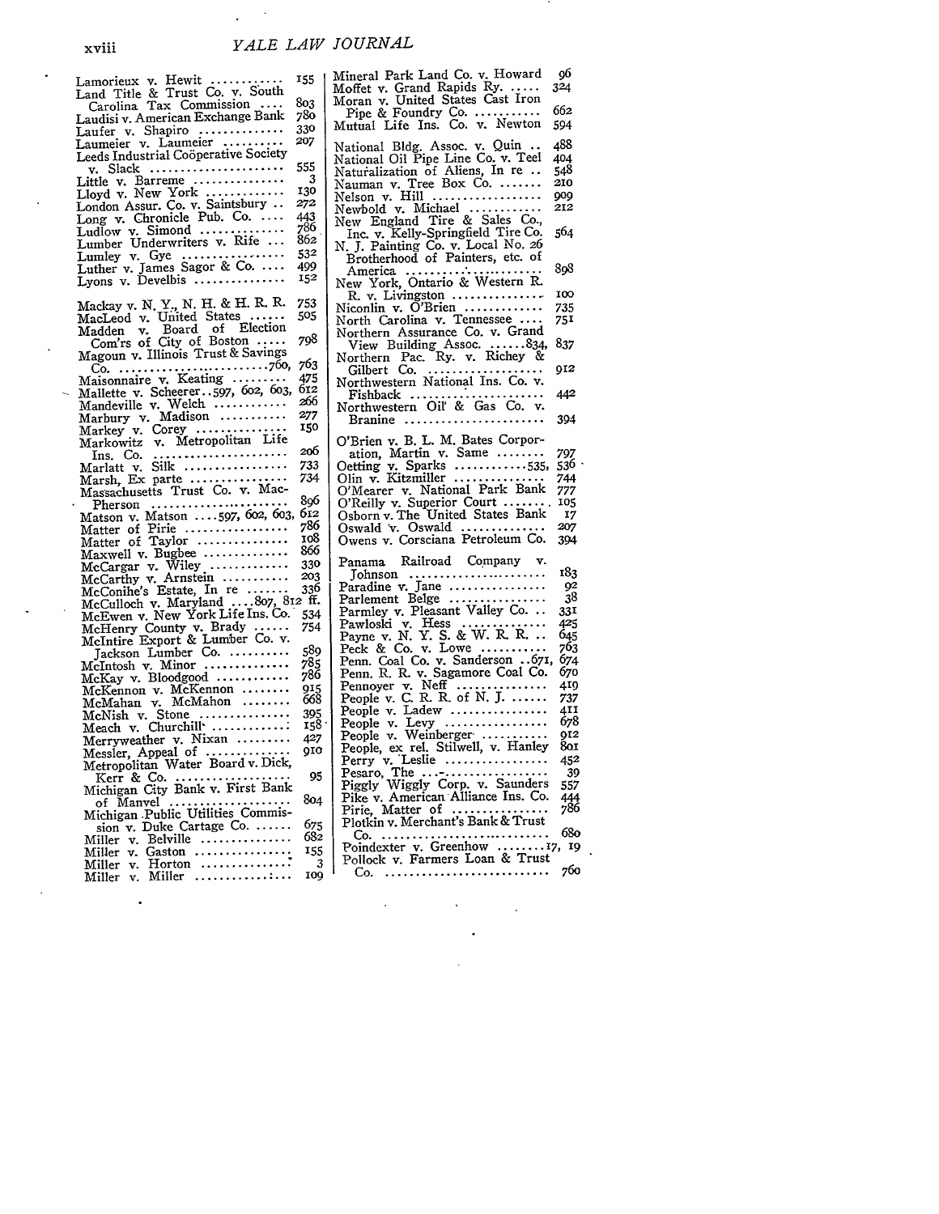Lamorieux v. Hewit ........... 155
Land Title & Trust Co. v. South Carolina Tax Commission .... 803
Laudisi v. American Exchange Bank 780
Laufer v. Shapiro ............. 330
Laumeier v. Laumeier .......... 207
Leeds Industrial Coöperative Society v. Slack .................... 555
Little v. Barreme ............... 3
Lloyd v. New York ............. 130
London Assur. Co. v. Saintsbury .. 272
Long v. Chronicle Pub. Co. .... 443
Ludlow v. Simond .............. 786
Lumber Underwriters v. Rife ... 862
Lumley v. Gye ................ 532
Luther v. James Sagor & Co. .... 499
Lyons v. Develbis .............. 152

Mackay v. N. Y., N. H. & H. R. R. 753
MacLeod v. United States ...... 505
Madden v. Board of Election Com'rs of City of Boston ..... 798
Magoun v. Illinois Trust & Savings Co. ........................760, 763
Maisonnaire v. Keating ......... 475
Mallette v. Scheerer..597, 602, 603, 612
Mandeville v. Welch ............ 266
Marbury v. Madison ........... 277
Markey v. Corey ............... 150
Markowitz v. Metropolitan Life Ins. Co. ..................... 206
Marlatt v. Silk ................. 733
Marsh, Ex parte ................ 734
Massachusetts Trust Co. v. MacPherson ....................... 896
Matson v. Matson ....597, 602, 603, 612
Matter of Pirie ................. 786
Matter of Taylor ............... 108
Maxwell v. Bugbee ............. 866
McCargar v. Wiley ............. 330
McCarthy v. Arnstein ........... 203
McConihe's Estate, In re ....... 336
McCulloch v. Maryland ....807, 812 ff.
McEwen v. New York Life Ins. Co. 534
McHenry County v. Brady ...... 754
McIntire Export & Lumber Co. v. Jackson Lumber Co. .......... 589
McIntosh v. Minor .............. 785
McKay v. Bloodgood ............ 786
McKennon v. McKennon ........ 915
McMahan v. McMahon ........ 668
McNish v. Stone ............... 395
Meach v. Churchill ............. 158
Merryweather v. Nixan ......... 427
Messler, Appeal of ............. 910
Metropolitan Water Board v. Dick, Kerr & Co. ................... 95
Michigan City Bank v. First Bank of Manvel .................... 804
Michigan Public Utilities Commission v. Duke Cartage Co. ...... 675
Miller v. Belville ............... 682
Miller v. Gaston ............... 155
Miller v. Horton ............... 3
Miller v. Miller ................ 109

Mineral Park Land Co. v. Howard 96
Moffet v. Grand Rapids Ry. ...... 324
Moran v. United States Cast Iron Pipe & Foundry Co. ........... 662
Mutual Life Ins. Co. v. Newton 594

National Bldg. Assoc. v. Quin .. 488
National Oil Pipe Line Co. v. Teel 404
Naturalization of Aliens, In re .. 548
Nauman v. Tree Box Co. ....... 210
Nelson v. Hill .................. 909
Newbold v. Michael ............ 212
New England Tire & Sales Co., Inc. v. Kelly-Springfield Tire Co. 564
N. J. Painting Co. v. Local No. 26 Brotherhood of Painters, etc. of America ...................... 898
New York, Ontario & Western R. R. v. Livingston .............. 100
Niconlin v. O'Brien ............. 735
North Carolina v. Tennessee .... 751
Northern Assurance Co. v. Grand View Building Assoc. ......834, 837
Northern Pac. Ry. v. Richey & Gilbert Co. .................. 912
Northwestern National Ins. Co. v. Fishback ..................... 442
Northwestern Oil & Gas Co. v. Branine ...................... 394

O'Brien v. B. L. M. Bates Corporation, Martin v. Same ........ 797
Oetting v. Sparks ............535, 536
Olin v. Kitzmiller .............. 744
O'Mearer v. National Park Bank 777
O'Reilly v. Superior Court ....... 105
Osborn v. The United States Bank 17
Oswald v. Oswald ............. 207
Owens v. Corsciana Petroleum Co. 394

Panama Railroad Company v. Johnson ...................... 183
Paradine v. Jane ................ 92
Parlement Belge ................ 38
Parmley v. Pleasant Valley Co. .. 331
Pawloski v. Hess .............. 425
Payne v. N. Y. S. & W. R. R. .. 645
Peck & Co. v. Lowe ........... 763
Penn. Coal Co. v. Sanderson ..671, 674
Penn. R. R. v. Sagamore Coal Co. 670
Pennoyer v. Neff ............... 419
People v. C. R. R. of N. J. ...... 737
People v. Ladew ................ 411
People v. Levy ................. 678
People v. Weinberger ........... 912
People, ex rel. Stilwell, v. Hanley 801
Perry v. Leslie ................. 452
Pesaro, The .................... 39
Piggly Wiggly Corp. v. Saunders 557
Pike v. American Alliance Ins. Co. 444
Pirie, Matter of ................ 786
Plotkin v. Merchant's Bank & Trust Co. ........................ 680
Poindexter v. Greenhow ........17, 19
Pollock v. Farmers Loan & Trust Co. ......................... 760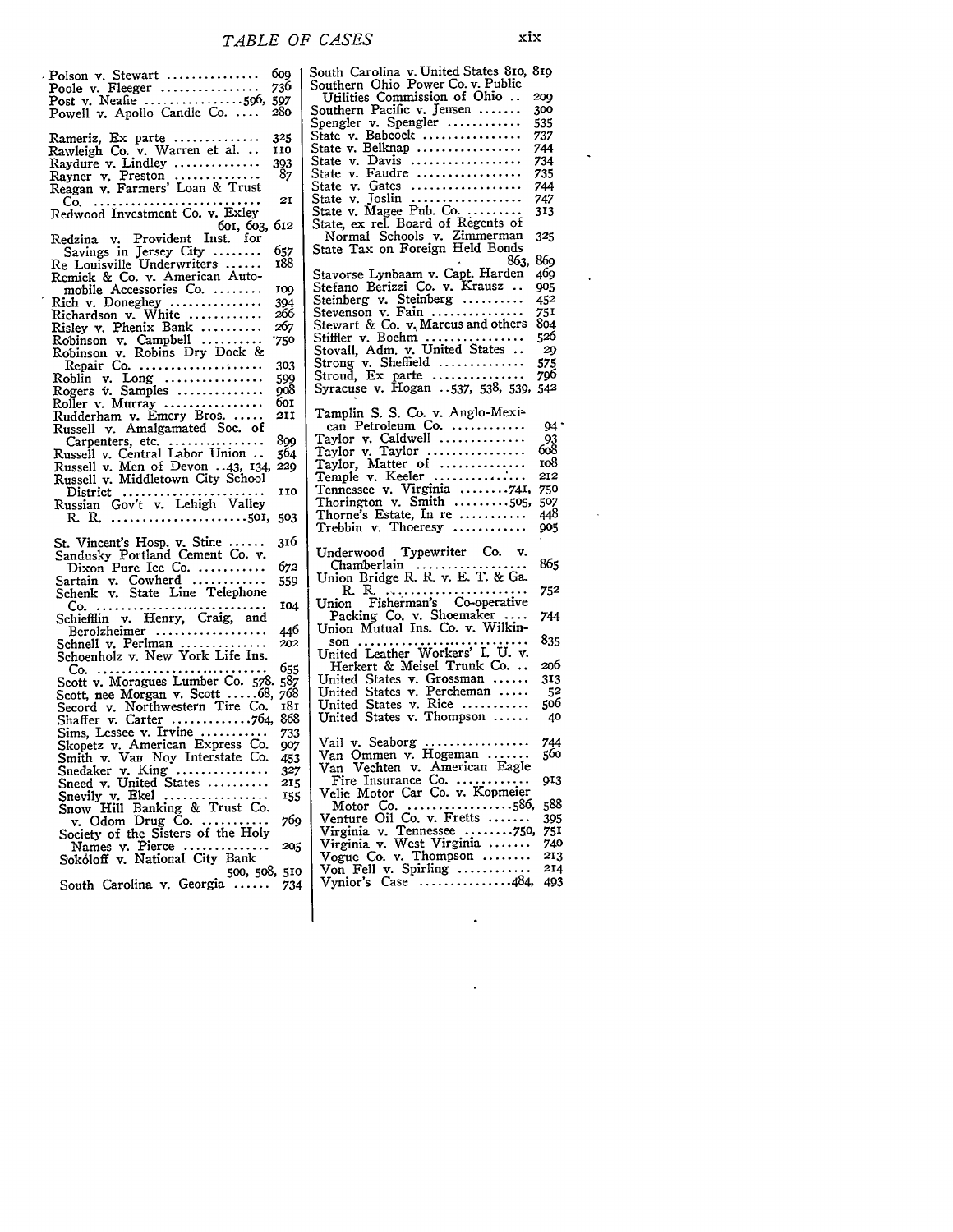Polson v. Stewart ............... 609
Poole v. Fleeger ............... 736
Post v. Neafie ...............596, 597
Powell v. Apollo Candle Co. .... 280

Rameriz, Ex parte ............... 325
Rawleigh Co. v. Warren et al. .. 110
Raydure v. Lindley ............... 393
Rayner v. Preston ............... 87
Reagan v. Farmers' Loan & Trust Co. ............... 21
Redwood Investment Co. v. Exley 601, 603, 612
Redzina v. Provident Inst. for Savings in Jersey City ........ 657
Re Louisville Underwriters ...... 188
Remick & Co. v. American Automobile Accessories Co. ........ 109
Rich v. Doneghey ............... 394
Richardson v. White ............ 266
Risley v. Phenix Bank .......... 267
Robinson v. Campbell .......... 750
Robinson v. Robins Dry Dock & Repair Co. ............... 303
Roblin v. Long ............... 599
Rogers v. Samples ............... 908
Roller v. Murray ............... 601
Rudderham v. Emery Bros. ..... 211
Russell v. Amalgamated Soc. of Carpenters, etc. ............... 899
Russell v. Central Labor Union .. 564
Russell v. Men of Devon ..43, 134, 229
Russell v. Middletown City School District ............... 110
Russian Gov't v. Lehigh Valley R. R. ...............501, 503

St. Vincent's Hosp. v. Stine ...... 316
Sandusky Portland Cement Co. v. Dixon Pure Ice Co. ........... 672
Sartain v. Cowherd ............ 559
Schenk v. State Line Telephone Co. ............... 104
Schiefflin v. Henry, Craig, and Berolzheimer ............... 446
Schnell v. Perlman ............... 202
Schoenholz v. New York Life Ins. Co. ............... 655
Scott v. Moragues Lumber Co. 578. 587
Scott, nee Morgan v. Scott .....68, 768
Secord v. Northwestern Tire Co. 181
Shaffer v. Carter ...............764, 868
Sims, Lessee v. Irvine ........... 733
Skopetz v. American Express Co. 907
Smith v. Van Noy Interstate Co. 453
Snedaker v. King ............... 327
Sneed v. United States .......... 215
Snevily v. Ekel ............... 155
Snow Hill Banking & Trust Co. v. Odom Drug Co. ........... 769
Society of the Sisters of the Holy Names v. Pierce ............... 205
Sokóloff v. National City Bank 500, 508, 510
South Carolina v. Georgia ...... 734
South Carolina v. United States 810, 819
Southern Ohio Power Co. v. Public Utilities Commission of Ohio .. 209
Southern Pacific v. Jensen ....... 300
Spengler v. Spengler ............ 535
State v. Babcock ............... 737
State v. Belknap ............... 744
State v. Davis ............... 734
State v. Faudre ............... 735
State v. Gates ............... 744
State v. Joslin ............... 747
State v. Magee Pub. Co. ......... 313
State, ex rel. Board of Regents of Normal Schools v. Zimmerman 325
State Tax on Foreign Held Bonds 863, 869
Stavorse Lynbaam v. Capt. Harden 469
Stefano Berizzi Co. v. Krausz .. 905
Steinberg v. Steinberg .......... 452
Stevenson v. Fain ............... 751
Stewart & Co. v. Marcus and others 804
Stiffler v. Boehm ............... 526
Stovall, Adm. v. United States .. 29
Strong v. Sheffield ............... 575
Stroud, Ex parte ............... 796
Syracuse v. Hogan ..537, 538, 539, 542

Tamplin S. S. Co. v. Anglo-Mexican Petroleum Co. ............ 94
Taylor v. Caldwell ............... 93
Taylor v. Taylor ............... 608
Taylor, Matter of ............... 108
Temple v. Keeler ............... 212
Tennessee v. Virginia ........741, 750
Thorington v. Smith .........505, 507
Thorne's Estate, In re ........... 448
Trebbin v. Thoeresy ............ 905

Underwood Typewriter Co. v. Chamberlain ............... 865
Union Bridge R. R. v. E. T. & Ga. R. R. ............... 752
Union Fisherman's Co-operative Packing Co. v. Shoemaker .... 744
Union Mutual Ins. Co. v. Wilkinson ............... 835
United Leather Workers' I. U. v. Herkert & Meisel Trunk Co. .. 206
United States v. Grossman ...... 313
United States v. Percheman ..... 52
United States v. Rice ........... 506
United States v. Thompson ...... 40

Vail v. Seaborg ............... 744
Van Ommen v. Hogeman ....... 560
Van Vechten v. American Eagle Fire Insurance Co. ............ 913
Velie Motor Car Co. v. Kopmeier Motor Co. ...............586, 588
Venture Oil Co. v. Fretts ....... 395
Virginia v. Tennessee ........750, 751
Virginia v. West Virginia ....... 740
Vogue Co. v. Thompson ........ 213
Von Fell v. Spirling ............ 214
Vynior's Case ...............484, 493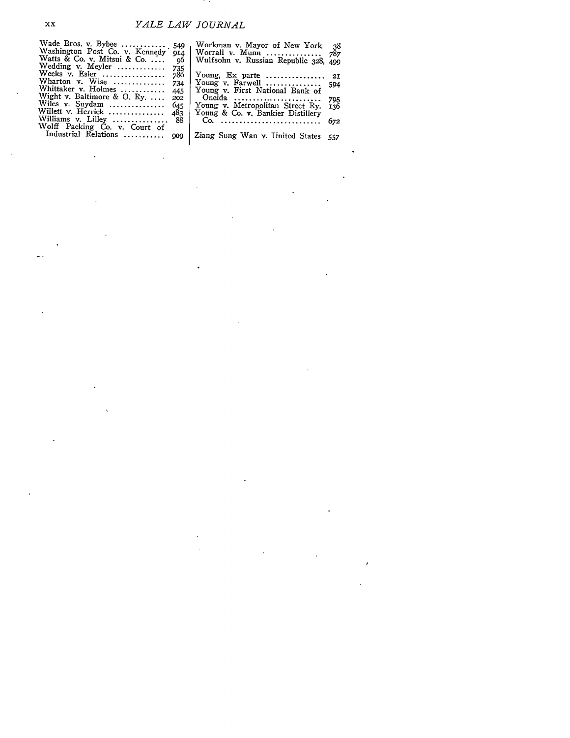Wade Bros. v. Bybee ............ 549
Washington Post Co. v. Kennedy 914
Watts & Co. v. Mitsui & Co. .... 96
Wedding v. Meyler ............ 735
Weeks v. Esler ................ 786
Wharton v. Wise .............. 734
Whittaker v. Holmes ........... 445
Wight v. Baltimore & O. Ry. .... 202
Wiles v. Suydam .............. 645
Willett v. Herrick .............. 483
Williams v. Lilley .............. 88
Wolff Packing Co. v. Court of Industrial Relations .......... 909
Workman v. Mayor of New York 38
Worrall v. Munn .............. 787
Wulfsohn v. Russian Republic 328, 499

Young, Ex parte ................ 21
Young v. Farwell .............. 594
Young v. First National Bank of Oneida ........................ 795
Young v. Metropolitan Street Ry. 136
Young & Co. v. Bankier Distillery Co. ........................... 672

Ziang Sung Wan v. United States 557